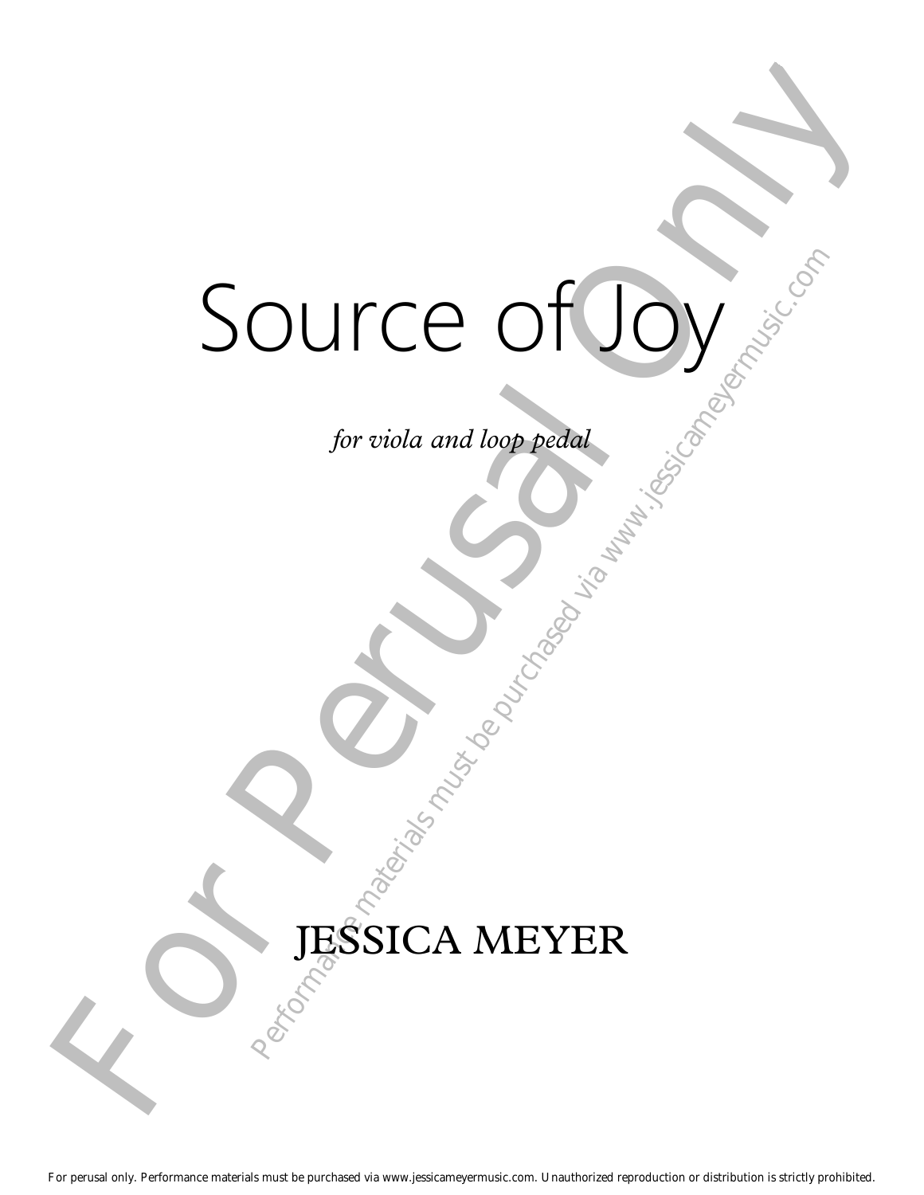# Source of Joy

*for viola and loop pedal*

JESSICA MEYER

For perusal only. Performance materials must be purchased via www.jessicameyermusic.com. Unauthorized reproduction or distribution is strictly prohibited.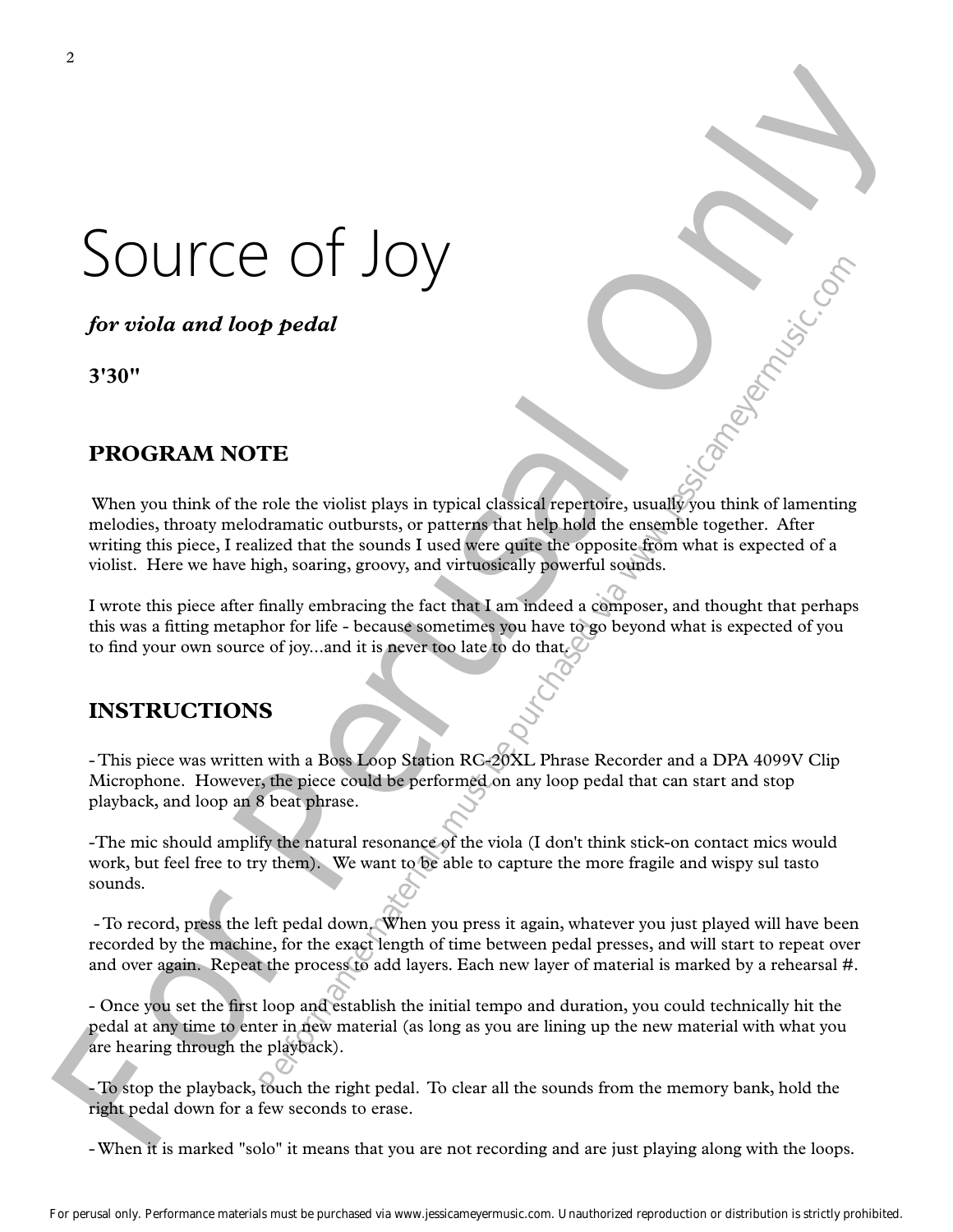// Source of Joy

*for viola and loop pedal*

**3'30"**

## PROGRAM NOTE

When you think of the role the violist plays in typical classical repertoire, usually you think of lamenting melodies, throaty melodramatic outbursts, or patterns that help hold the ensemble together. After writing this piece, I realized that the sounds I used were quite the opposite from what is expected of a violist. Here we have high, soaring, groovy, and virtuosically powerful sounds.

I wrote this piece after finally embracing the fact that I am indeed a composer, and thought that perhaps this was a fitting metaphor for life - because sometimes you have to go beyond what is expected of you to find your own source of joy...and it is never too late to do that.

## INSTRUCTIONS

- This piece was written with a Boss Loop Station RC-20XL Phrase Recorder and a DPA 4099V Clip Microphone. However, the piece could be performed on any loop pedal that can start and stop playback, and loop an 8 beat phrase.

- The mic should amplify the natural resonance of the viola (I don't think stick-on contact mics would work, but feel free to try them). We want to be able to capture the more fragile and wispy sul tasto sounds.

- To record, press the left pedal down. When you press it again, whatever you just played will have been recorded by the machine, for the exact length of time between pedal presses, and will start to repeat over and over again. Repeat the process to add layers. Each new layer of material is marked by a rehearsal #.

- Once you set the first loop and establish the initial tempo and duration, you could technically hit the pedal at any time to enter in new material (as long as you are lining up the new material with what you are hearing through the playback).

- To stop the playback, touch the right pedal. To clear all the sounds from the memory bank, hold the right pedal down for a few seconds to erase.

- When it is marked "solo" it means that you are not recording and are just playing along with the loops.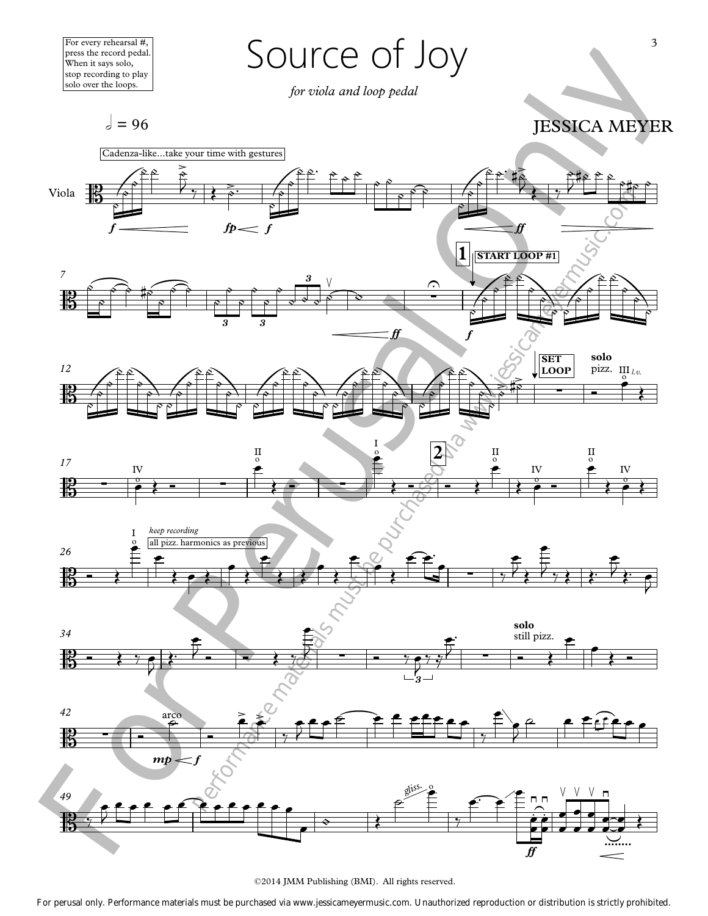For every rehearsal #, press the record pedal. When it says solo, stop recording to play solo over the loops.

# Source of Joy

*for viola and loop pedal*

JESSICA MEYER

𝅗𝅥 = 96

Cadenza-like...take your time with gestures

Viola

**f** **fp** **f** **ff**

7 **ff**

**1** START LOOP #1 **f**

12 SET LOOP **solo** pizz. III *l.v.*

17 IV II I **2** II IV II IV

26 I *keep recording* all pizz. harmonics as previous

34 **solo** still pizz.

42 arco **mp** **f**

49 gliss. **ff**

©2014 JMM Publishing (BMI). All rights reserved.

For perusal only. Performance materials must be purchased via www.jessicameyermusic.com. Unauthorized reproduction or distribution is strictly prohibited.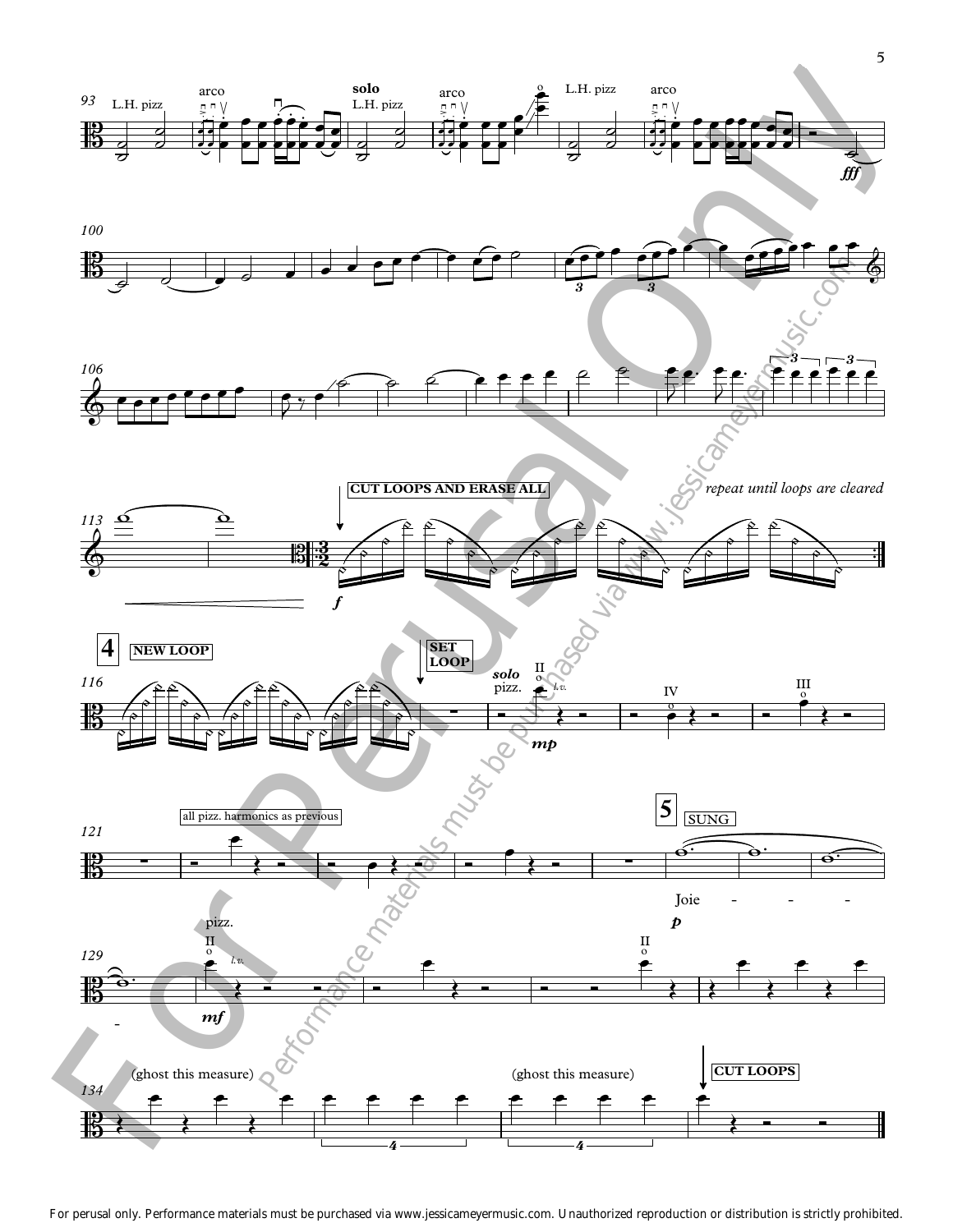93

L.H. pizz — arco — **solo** L.H. pizz — arco — L.H. pizz — arco

*fff*

100

106

113

CUT LOAPS AND ERASE ALL

*repeat until loops are cleared*

*f*

4 NEW LOOP

116

SET LOOP

***solo*** pizz. II *l.v.* IV III

***mp***

121

all pizz. harmonics as previous

5 SUNG

Joie - - - -

***p***

129

pizz. II *l.v.* II

***mf***

134

(ghost this measure) (ghost this measure)

CUT LOOPS

For perusal only. Performance materials must be purchased via www.jessicameyermusic.com. Unauthorized reproduction or distribution is strictly prohibited.